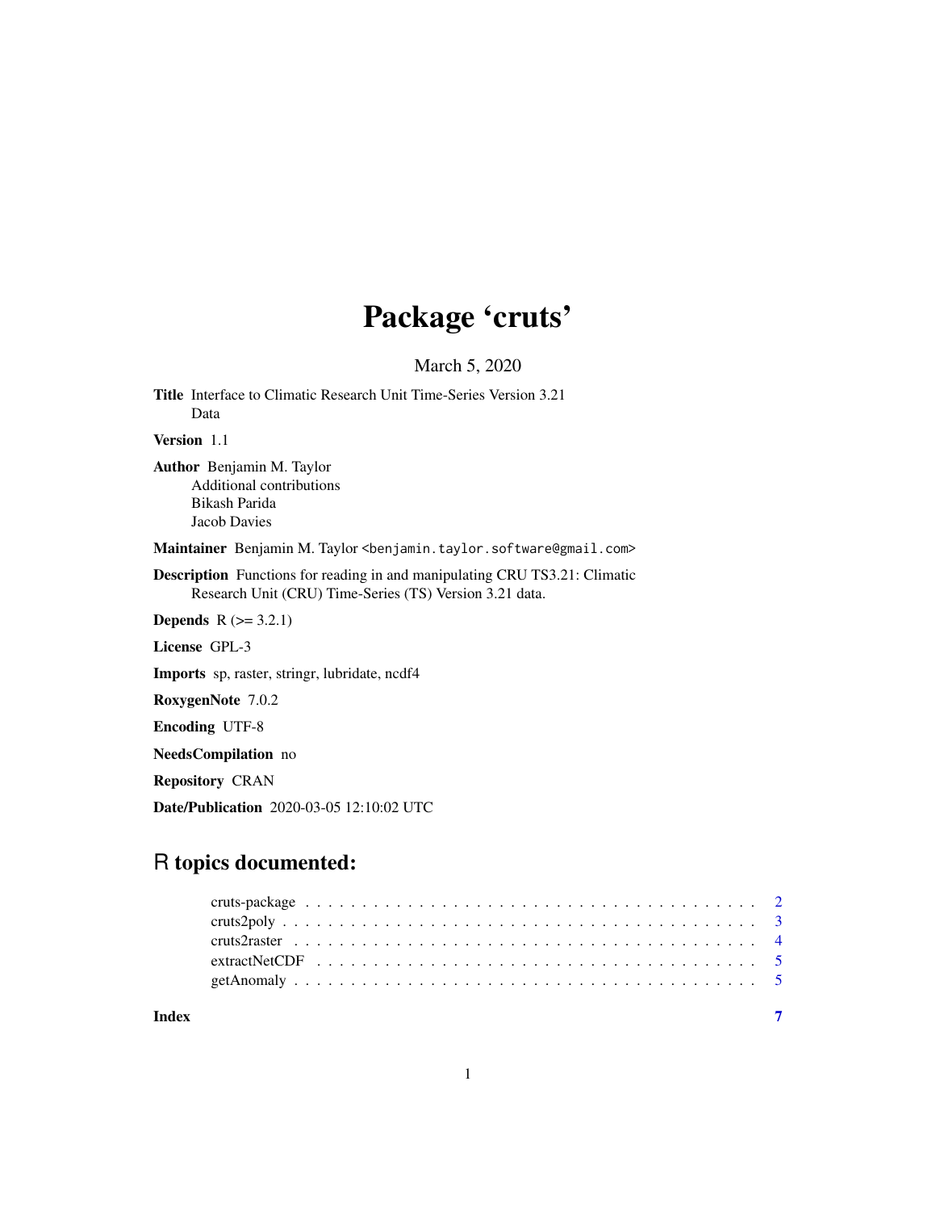# Package 'cruts'

March 5, 2020

**Title** Interface to Climatic Research Unit Time-Series Version 3.21 Data

**Version** 1.1

**Author** Benjamin M. Taylor
Additional contributions
Bikash Parida
Jacob Davies

**Maintainer** Benjamin M. Taylor <benjamin.taylor.software@gmail.com>

**Description** Functions for reading in and manipulating CRU TS3.21: Climatic Research Unit (CRU) Time-Series (TS) Version 3.21 data.

**Depends** R (>= 3.2.1)

**License** GPL-3

**Imports** sp, raster, stringr, lubridate, ncdf4

**RoxygenNote** 7.0.2

**Encoding** UTF-8

**NeedsCompilation** no

**Repository** CRAN

**Date/Publication** 2020-03-05 12:10:02 UTC

## R topics documented:

- cruts-package . . . . . . . . . . . . . . . . . . . . . . . . . . . . . . . . . . . . . . . . . 2
- cruts2poly . . . . . . . . . . . . . . . . . . . . . . . . . . . . . . . . . . . . . . . . . . . 3
- cruts2raster . . . . . . . . . . . . . . . . . . . . . . . . . . . . . . . . . . . . . . . . . . 4
- extractNetCDF . . . . . . . . . . . . . . . . . . . . . . . . . . . . . . . . . . . . . . . . 5
- getAnomaly . . . . . . . . . . . . . . . . . . . . . . . . . . . . . . . . . . . . . . . . . . 5

**Index** **7**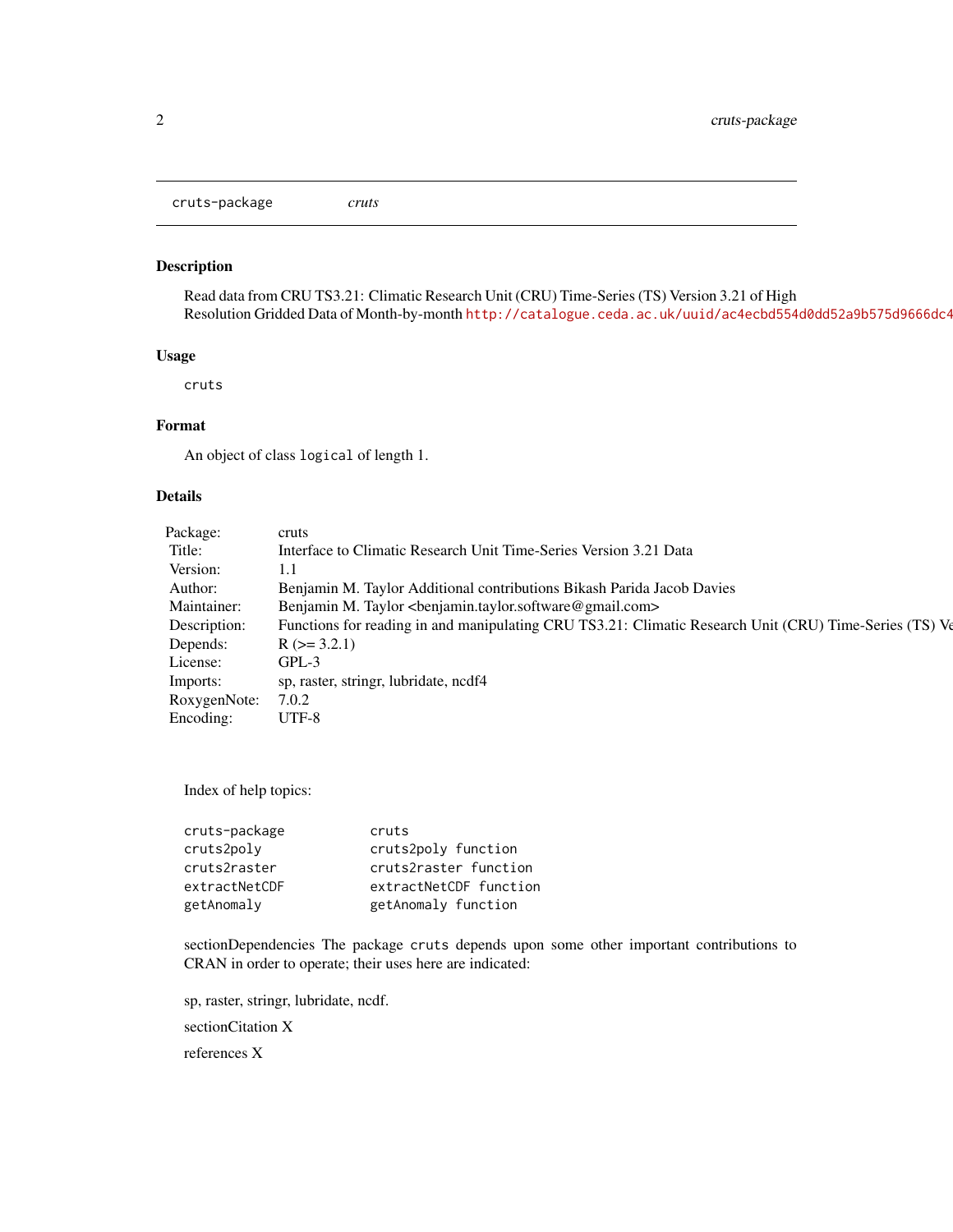cruts-package    *cruts*

### Description

Read data from CRU TS3.21: Climatic Research Unit (CRU) Time-Series (TS) Version 3.21 of High Resolution Gridded Data of Month-by-month http://catalogue.ceda.ac.uk/uuid/ac4ecbd554d0dd52a9b575d9666dc4

### Usage

```
cruts
```

### Format

An object of class `logical` of length 1.

### Details

| | |
|---|---|
| Package: | cruts |
| Title: | Interface to Climatic Research Unit Time-Series Version 3.21 Data |
| Version: | 1.1 |
| Author: | Benjamin M. Taylor Additional contributions Bikash Parida Jacob Davies |
| Maintainer: | Benjamin M. Taylor <benjamin.taylor.software@gmail.com> |
| Description: | Functions for reading in and manipulating CRU TS3.21: Climatic Research Unit (CRU) Time-Series (TS) Ve |
| Depends: | R (>= 3.2.1) |
| License: | GPL-3 |
| Imports: | sp, raster, stringr, lubridate, ncdf4 |
| RoxygenNote: | 7.0.2 |
| Encoding: | UTF-8 |

Index of help topics:

```
cruts-package           cruts
cruts2poly              cruts2poly function
cruts2raster            cruts2raster function
extractNetCDF           extractNetCDF function
getAnomaly              getAnomaly function
```

sectionDependencies The package `cruts` depends upon some other important contributions to CRAN in order to operate; their uses here are indicated:

sp, raster, stringr, lubridate, ncdf.

sectionCitation X

references X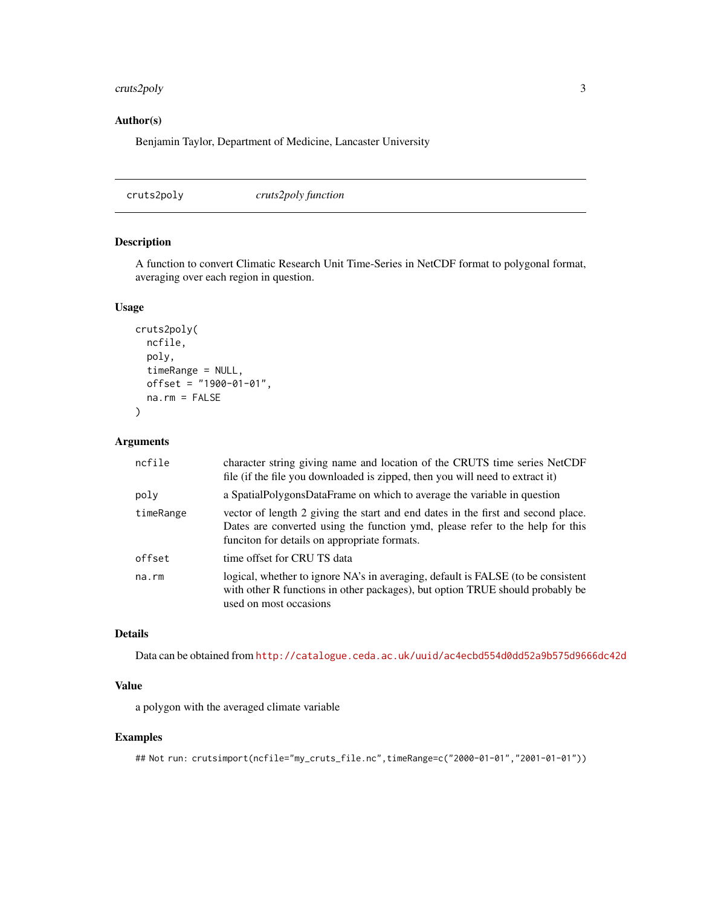## Author(s)

Benjamin Taylor, Department of Medicine, Lancaster University

---

cruts2poly — *cruts2poly function*

---

## Description

A function to convert Climatic Research Unit Time-Series in NetCDF format to polygonal format, averaging over each region in question.

## Usage

```
cruts2poly(
  ncfile,
  poly,
  timeRange = NULL,
  offset = "1900-01-01",
  na.rm = FALSE
)
```

## Arguments

| | |
|---|---|
| ncfile | character string giving name and location of the CRUTS time series NetCDF file (if the file you downloaded is zipped, then you will need to extract it) |
| poly | a SpatialPolygonsDataFrame on which to average the variable in question |
| timeRange | vector of length 2 giving the start and end dates in the first and second place. Dates are converted using the function ymd, please refer to the help for this funciton for details on appropriate formats. |
| offset | time offset for CRU TS data |
| na.rm | logical, whether to ignore NA's in averaging, default is FALSE (to be consistent with other R functions in other packages), but option TRUE should probably be used on most occasions |

## Details

Data can be obtained from http://catalogue.ceda.ac.uk/uuid/ac4ecbd554d0dd52a9b575d9666dc42d

## Value

a polygon with the averaged climate variable

## Examples

```
## Not run: crutsimport(ncfile="my_cruts_file.nc",timeRange=c("2000-01-01","2001-01-01"))
```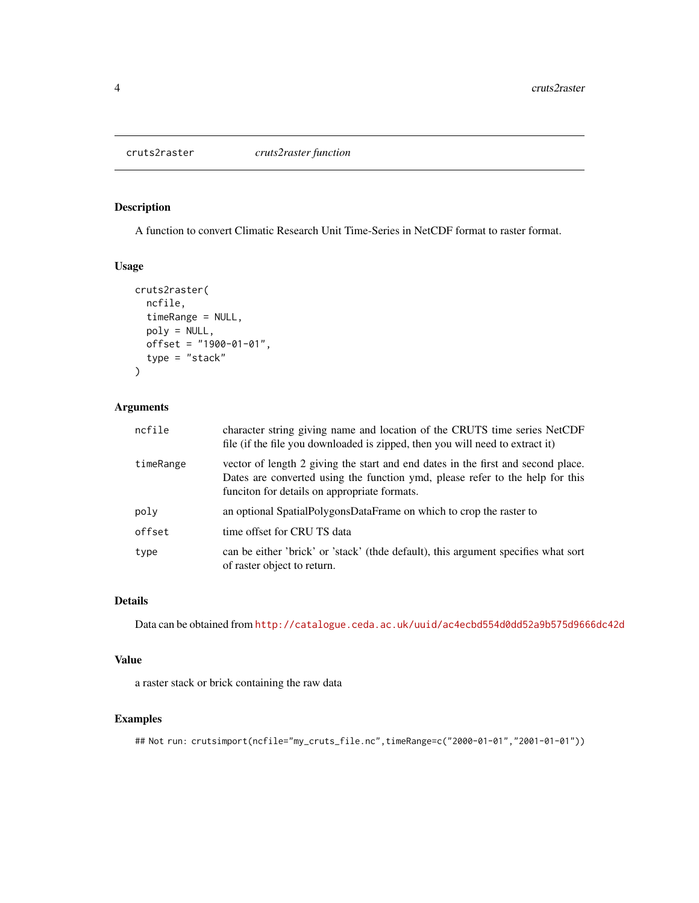## cruts2raster — *cruts2raster function*

### Description

A function to convert Climatic Research Unit Time-Series in NetCDF format to raster format.

### Usage

```
cruts2raster(
  ncfile,
  timeRange = NULL,
  poly = NULL,
  offset = "1900-01-01",
  type = "stack"
)
```

### Arguments

| | |
|---|---|
| ncfile | character string giving name and location of the CRUTS time series NetCDF file (if the file you downloaded is zipped, then you will need to extract it) |
| timeRange | vector of length 2 giving the start and end dates in the first and second place. Dates are converted using the function ymd, please refer to the help for this funciton for details on appropriate formats. |
| poly | an optional SpatialPolygonsDataFrame on which to crop the raster to |
| offset | time offset for CRU TS data |
| type | can be either 'brick' or 'stack' (thde default), this argument specifies what sort of raster object to return. |

### Details

Data can be obtained from http://catalogue.ceda.ac.uk/uuid/ac4ecbd554d0dd52a9b575d9666dc42d

### Value

a raster stack or brick containing the raw data

### Examples

```
## Not run: crutsimport(ncfile="my_cruts_file.nc",timeRange=c("2000-01-01","2001-01-01"))
```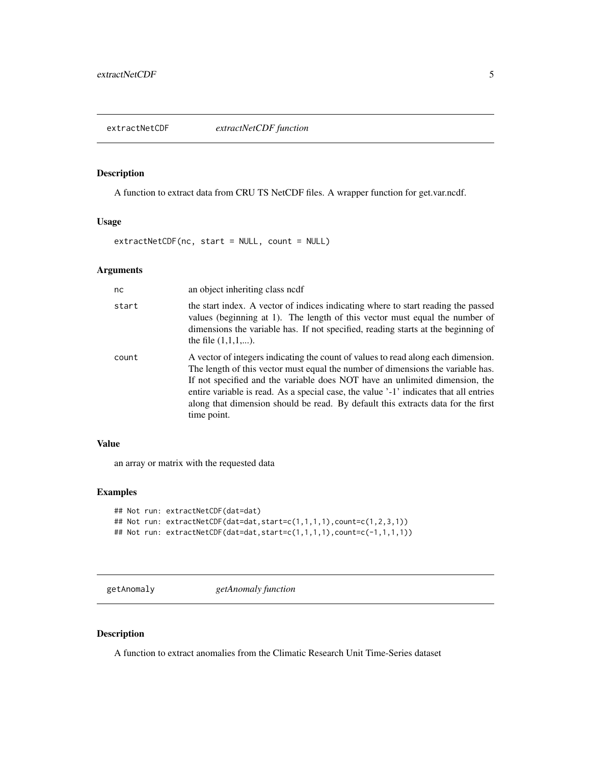## extractNetCDF — *extractNetCDF function*

### Description

A function to extract data from CRU TS NetCDF files. A wrapper function for get.var.ncdf.

### Usage

```
extractNetCDF(nc, start = NULL, count = NULL)
```

### Arguments

| | |
|---|---|
| `nc` | an object inheriting class ncdf |
| `start` | the start index. A vector of indices indicating where to start reading the passed values (beginning at 1). The length of this vector must equal the number of dimensions the variable has. If not specified, reading starts at the beginning of the file (1,1,1,...). |
| `count` | A vector of integers indicating the count of values to read along each dimension. The length of this vector must equal the number of dimensions the variable has. If not specified and the variable does NOT have an unlimited dimension, the entire variable is read. As a special case, the value '-1' indicates that all entries along that dimension should be read. By default this extracts data for the first time point. |

### Value

an array or matrix with the requested data

### Examples

```
## Not run: extractNetCDF(dat=dat)
## Not run: extractNetCDF(dat=dat,start=c(1,1,1,1),count=c(1,2,3,1))
## Not run: extractNetCDF(dat=dat,start=c(1,1,1,1),count=c(-1,1,1,1))
```

## getAnomaly — *getAnomaly function*

### Description

A function to extract anomalies from the Climatic Research Unit Time-Series dataset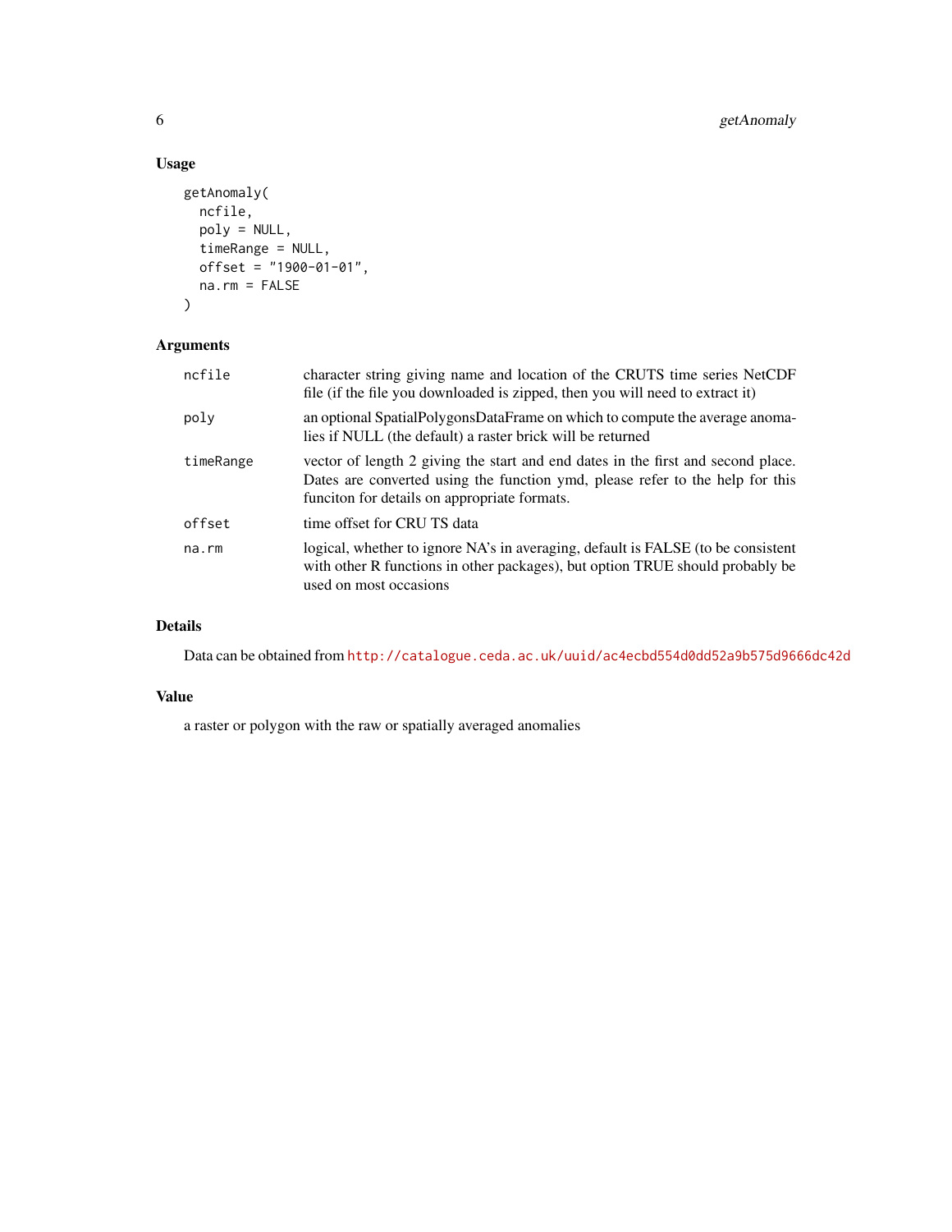## Usage

```
getAnomaly(
  ncfile,
  poly = NULL,
  timeRange = NULL,
  offset = "1900-01-01",
  na.rm = FALSE
)
```

## Arguments

| | |
|---|---|
| ncfile | character string giving name and location of the CRUTS time series NetCDF file (if the file you downloaded is zipped, then you will need to extract it) |
| poly | an optional SpatialPolygonsDataFrame on which to compute the average anomalies if NULL (the default) a raster brick will be returned |
| timeRange | vector of length 2 giving the start and end dates in the first and second place. Dates are converted using the function ymd, please refer to the help for this funciton for details on appropriate formats. |
| offset | time offset for CRU TS data |
| na.rm | logical, whether to ignore NA's in averaging, default is FALSE (to be consistent with other R functions in other packages), but option TRUE should probably be used on most occasions |

## Details

Data can be obtained from http://catalogue.ceda.ac.uk/uuid/ac4ecbd554d0dd52a9b575d9666dc42d

## Value

a raster or polygon with the raw or spatially averaged anomalies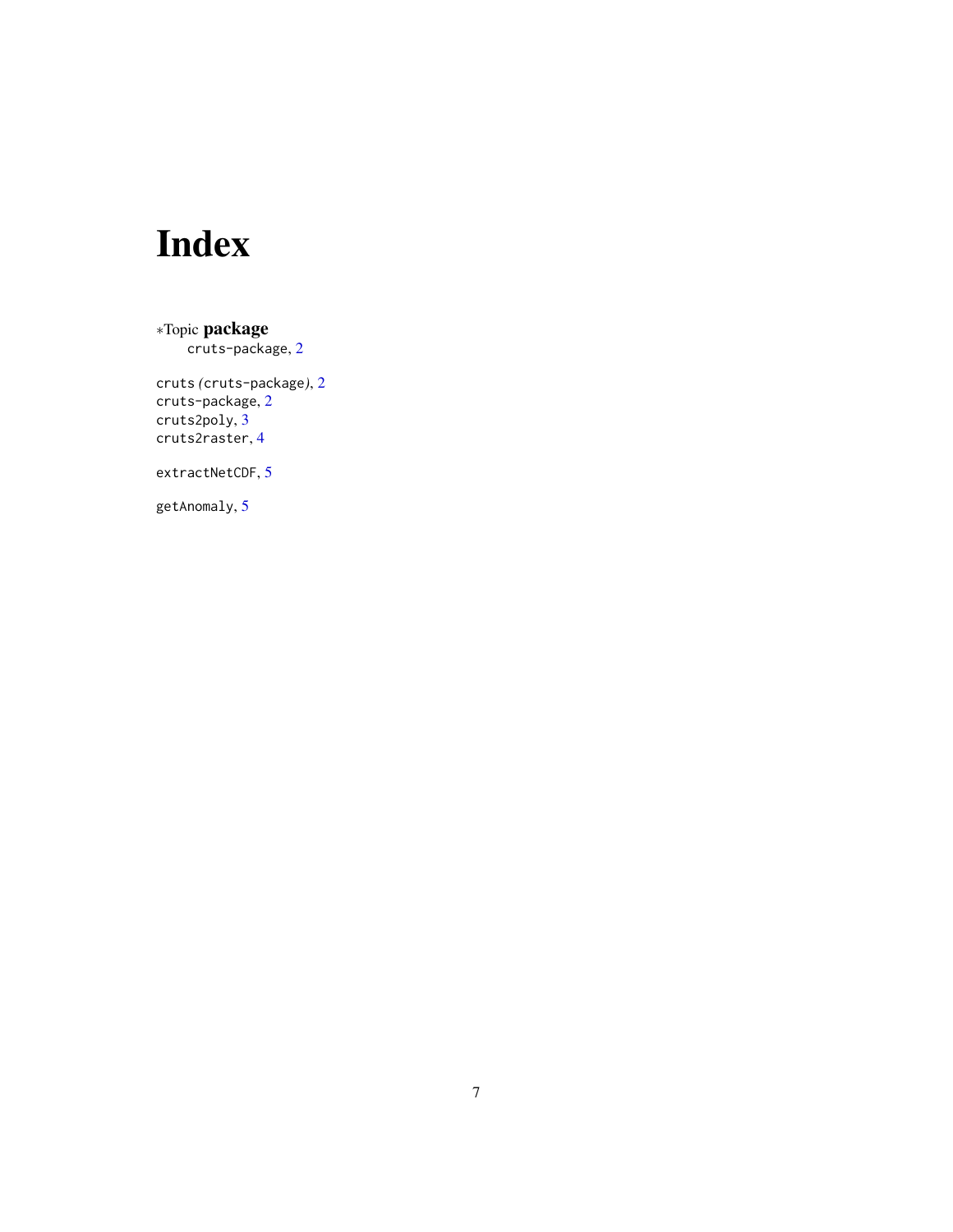# Index

*Topic **package**
    cruts-package, 2

cruts *(cruts-package)*, 2
cruts-package, 2
cruts2poly, 3
cruts2raster, 4

extractNetCDF, 5

getAnomaly, 5